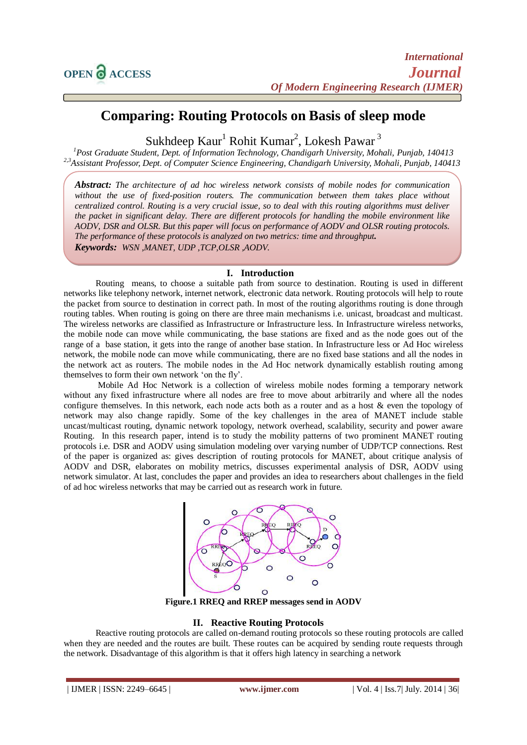# Comparing: Routing Protocols on Basis of sleep mode

Sukhdeep Kaur[1] Rohit Kumar[2], Lokesh Pawar [3]

[1]*Post Graduate Student, Dept. of Information Technology, Chandigarh University, Mohali, Punjab, 140413*
[2,3]*Assistant Professor, Dept. of Computer Science Engineering, Chandigarh University, Mohali, Punjab, 140413*

***Abstract:*** *The architecture of ad hoc wireless network consists of mobile nodes for communication without the use of fixed-position routers. The communication between them takes place without centralized control. Routing is a very crucial issue, so to deal with this routing algorithms must deliver the packet in significant delay. There are different protocols for handling the mobile environment like AODV, DSR and OLSR. But this paper will focus on performance of AODV and OLSR routing protocols. The performance of these protocols is analyzed on two metrics: time and throughput.*

***Keywords:*** *WSN ,MANET, UDP ,TCP,OLSR ,AODV.*

## I. Introduction

Routing means, to choose a suitable path from source to destination. Routing is used in different networks like telephony network, internet network, electronic data network. Routing protocols will help to route the packet from source to destination in correct path. In most of the routing algorithms routing is done through routing tables. When routing is going on there are three main mechanisms i.e. unicast, broadcast and multicast. The wireless networks are classified as Infrastructure or Infrastructure less. In Infrastructure wireless networks, the mobile node can move while communicating, the base stations are fixed and as the node goes out of the range of a base station, it gets into the range of another base station. In Infrastructure less or Ad Hoc wireless network, the mobile node can move while communicating, there are no fixed base stations and all the nodes in the network act as routers. The mobile nodes in the Ad Hoc network dynamically establish routing among themselves to form their own network 'on the fly'.

Mobile Ad Hoc Network is a collection of wireless mobile nodes forming a temporary network without any fixed infrastructure where all nodes are free to move about arbitrarily and where all the nodes configure themselves. In this network, each node acts both as a router and as a host & even the topology of network may also change rapidly. Some of the key challenges in the area of MANET include stable uncast/multicast routing, dynamic network topology, network overhead, scalability, security and power aware Routing. In this research paper, intend is to study the mobility patterns of two prominent MANET routing protocols i.e. DSR and AODV using simulation modeling over varying number of UDP/TCP connections. Rest of the paper is organized as: gives description of routing protocols for MANET, about critique analysis of AODV and DSR, elaborates on mobility metrics, discusses experimental analysis of DSR, AODV using network simulator. At last, concludes the paper and provides an idea to researchers about challenges in the field of ad hoc wireless networks that may be carried out as research work in future.

**Figure.1 RREQ and RREP messages send in AODV**

## II. Reactive Routing Protocols

Reactive routing protocols are called on-demand routing protocols so these routing protocols are called when they are needed and the routes are built. These routes can be acquired by sending route requests through the network. Disadvantage of this algorithm is that it offers high latency in searching a network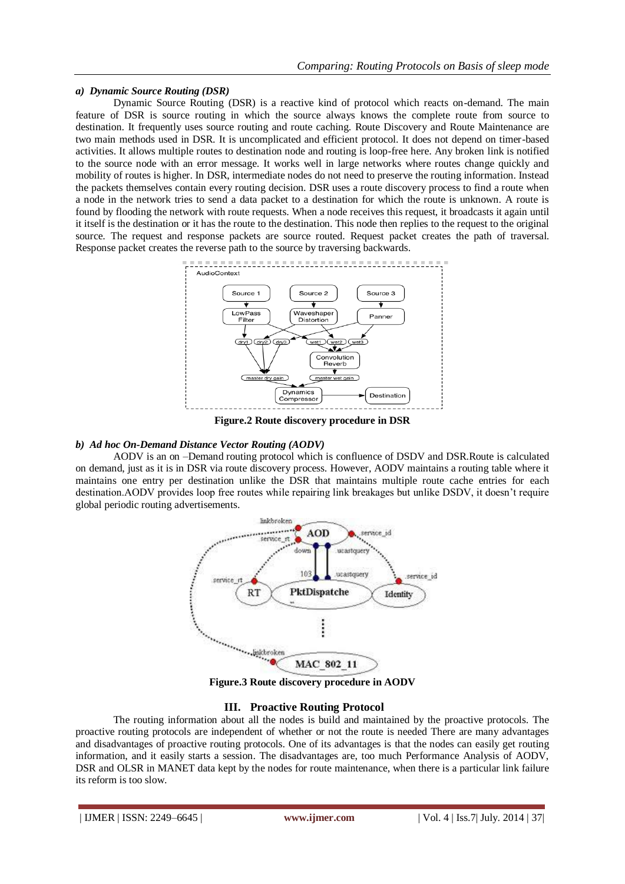#### a) Dynamic Source Routing (DSR)

Dynamic Source Routing (DSR) is a reactive kind of protocol which reacts on-demand. The main feature of DSR is source routing in which the source always knows the complete route from source to destination. It frequently uses source routing and route caching. Route Discovery and Route Maintenance are two main methods used in DSR. It is uncomplicated and efficient protocol. It does not depend on timer-based activities. It allows multiple routes to destination node and routing is loop-free here. Any broken link is notified to the source node with an error message. It works well in large networks where routes change quickly and mobility of routes is higher. In DSR, intermediate nodes do not need to preserve the routing information. Instead the packets themselves contain every routing decision. DSR uses a route discovery process to find a route when a node in the network tries to send a data packet to a destination for which the route is unknown. A route is found by flooding the network with route requests. When a node receives this request, it broadcasts it again until it itself is the destination or it has the route to the destination. This node then replies to the request to the original source. The request and response packets are source routed. Request packet creates the path of traversal. Response packet creates the reverse path to the source by traversing backwards.

**Figure.2 Route discovery procedure in DSR**

#### b) Ad hoc On-Demand Distance Vector Routing (AODV)

AODV is an on –Demand routing protocol which is confluence of DSDV and DSR.Route is calculated on demand, just as it is in DSR via route discovery process. However, AODV maintains a routing table where it maintains one entry per destination unlike the DSR that maintains multiple route cache entries for each destination.AODV provides loop free routes while repairing link breakages but unlike DSDV, it doesn't require global periodic routing advertisements.

**Figure.3 Route discovery procedure in AODV**

## III. Proactive Routing Protocol

The routing information about all the nodes is build and maintained by the proactive protocols. The proactive routing protocols are independent of whether or not the route is needed There are many advantages and disadvantages of proactive routing protocols. One of its advantages is that the nodes can easily get routing information, and it easily starts a session. The disadvantages are, too much Performance Analysis of AODV, DSR and OLSR in MANET data kept by the nodes for route maintenance, when there is a particular link failure its reform is too slow.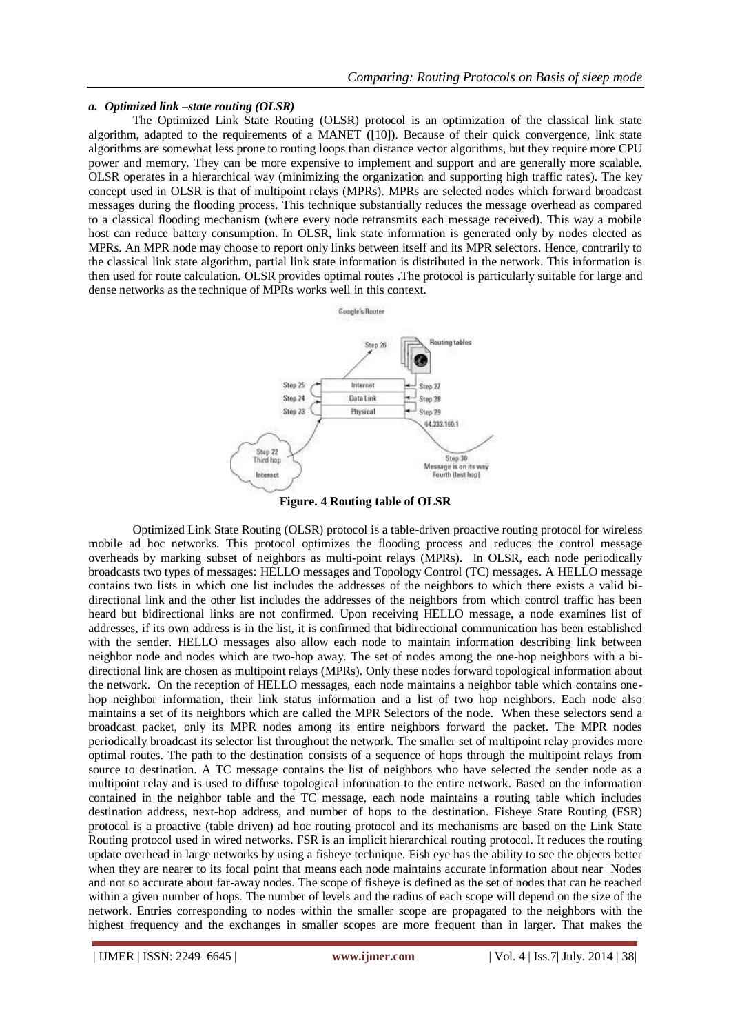### *a. Optimized link –state routing (OLSR)*

The Optimized Link State Routing (OLSR) protocol is an optimization of the classical link state algorithm, adapted to the requirements of a MANET ([10]). Because of their quick convergence, link state algorithms are somewhat less prone to routing loops than distance vector algorithms, but they require more CPU power and memory. They can be more expensive to implement and support and are generally more scalable. OLSR operates in a hierarchical way (minimizing the organization and supporting high traffic rates). The key concept used in OLSR is that of multipoint relays (MPRs). MPRs are selected nodes which forward broadcast messages during the flooding process. This technique substantially reduces the message overhead as compared to a classical flooding mechanism (where every node retransmits each message received). This way a mobile host can reduce battery consumption. In OLSR, link state information is generated only by nodes elected as MPRs. An MPR node may choose to report only links between itself and its MPR selectors. Hence, contrarily to the classical link state algorithm, partial link state information is distributed in the network. This information is then used for route calculation. OLSR provides optimal routes .The protocol is particularly suitable for large and dense networks as the technique of MPRs works well in this context.

**Figure. 4 Routing table of OLSR**

Optimized Link State Routing (OLSR) protocol is a table-driven proactive routing protocol for wireless mobile ad hoc networks. This protocol optimizes the flooding process and reduces the control message overheads by marking subset of neighbors as multi-point relays (MPRs). In OLSR, each node periodically broadcasts two types of messages: HELLO messages and Topology Control (TC) messages. A HELLO message contains two lists in which one list includes the addresses of the neighbors to which there exists a valid bi-directional link and the other list includes the addresses of the neighbors from which control traffic has been heard but bidirectional links are not confirmed. Upon receiving HELLO message, a node examines list of addresses, if its own address is in the list, it is confirmed that bidirectional communication has been established with the sender. HELLO messages also allow each node to maintain information describing link between neighbor node and nodes which are two-hop away. The set of nodes among the one-hop neighbors with a bi-directional link are chosen as multipoint relays (MPRs). Only these nodes forward topological information about the network. On the reception of HELLO messages, each node maintains a neighbor table which contains one-hop neighbor information, their link status information and a list of two hop neighbors. Each node also maintains a set of its neighbors which are called the MPR Selectors of the node. When these selectors send a broadcast packet, only its MPR nodes among its entire neighbors forward the packet. The MPR nodes periodically broadcast its selector list throughout the network. The smaller set of multipoint relay provides more optimal routes. The path to the destination consists of a sequence of hops through the multipoint relays from source to destination. A TC message contains the list of neighbors who have selected the sender node as a multipoint relay and is used to diffuse topological information to the entire network. Based on the information contained in the neighbor table and the TC message, each node maintains a routing table which includes destination address, next-hop address, and number of hops to the destination. Fisheye State Routing (FSR) protocol is a proactive (table driven) ad hoc routing protocol and its mechanisms are based on the Link State Routing protocol used in wired networks. FSR is an implicit hierarchical routing protocol. It reduces the routing update overhead in large networks by using a fisheye technique. Fish eye has the ability to see the objects better when they are nearer to its focal point that means each node maintains accurate information about near Nodes and not so accurate about far-away nodes. The scope of fisheye is defined as the set of nodes that can be reached within a given number of hops. The number of levels and the radius of each scope will depend on the size of the network. Entries corresponding to nodes within the smaller scope are propagated to the neighbors with the highest frequency and the exchanges in smaller scopes are more frequent than in larger. That makes the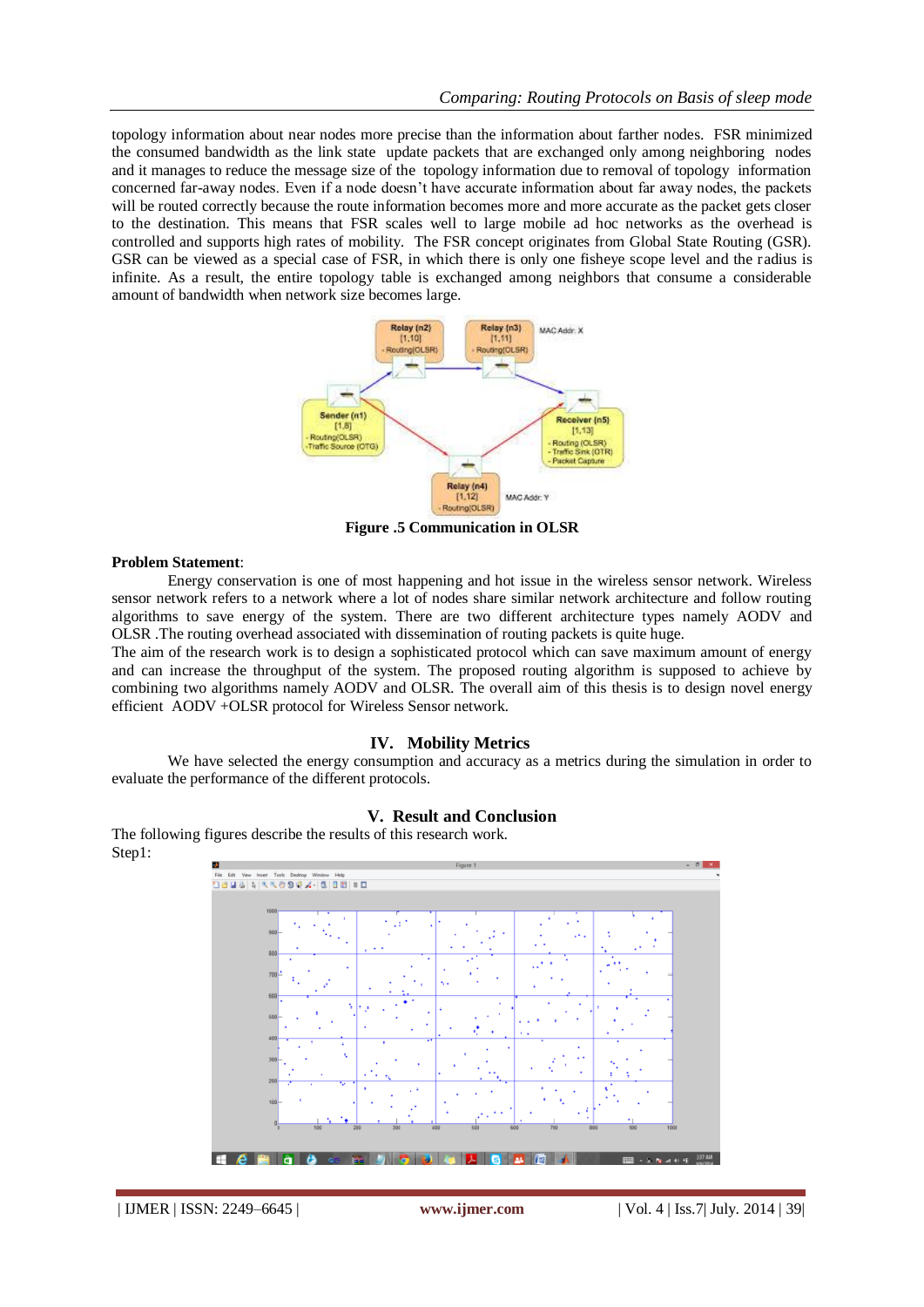topology information about near nodes more precise than the information about farther nodes. FSR minimized the consumed bandwidth as the link state update packets that are exchanged only among neighboring nodes and it manages to reduce the message size of the topology information due to removal of topology information concerned far-away nodes. Even if a node doesn't have accurate information about far away nodes, the packets will be routed correctly because the route information becomes more and more accurate as the packet gets closer to the destination. This means that FSR scales well to large mobile ad hoc networks as the overhead is controlled and supports high rates of mobility. The FSR concept originates from Global State Routing (GSR). GSR can be viewed as a special case of FSR, in which there is only one fisheye scope level and the radius is infinite. As a result, the entire topology table is exchanged among neighbors that consume a considerable amount of bandwidth when network size becomes large.

**Figure .5 Communication in OLSR**

**Problem Statement**:

Energy conservation is one of most happening and hot issue in the wireless sensor network. Wireless sensor network refers to a network where a lot of nodes share similar network architecture and follow routing algorithms to save energy of the system. There are two different architecture types namely AODV and OLSR .The routing overhead associated with dissemination of routing packets is quite huge.

The aim of the research work is to design a sophisticated protocol which can save maximum amount of energy and can increase the throughput of the system. The proposed routing algorithm is supposed to achieve by combining two algorithms namely AODV and OLSR. The overall aim of this thesis is to design novel energy efficient AODV +OLSR protocol for Wireless Sensor network.

## IV. Mobility Metrics

We have selected the energy consumption and accuracy as a metrics during the simulation in order to evaluate the performance of the different protocols.

## V. Result and Conclusion

The following figures describe the results of this research work.

Step1: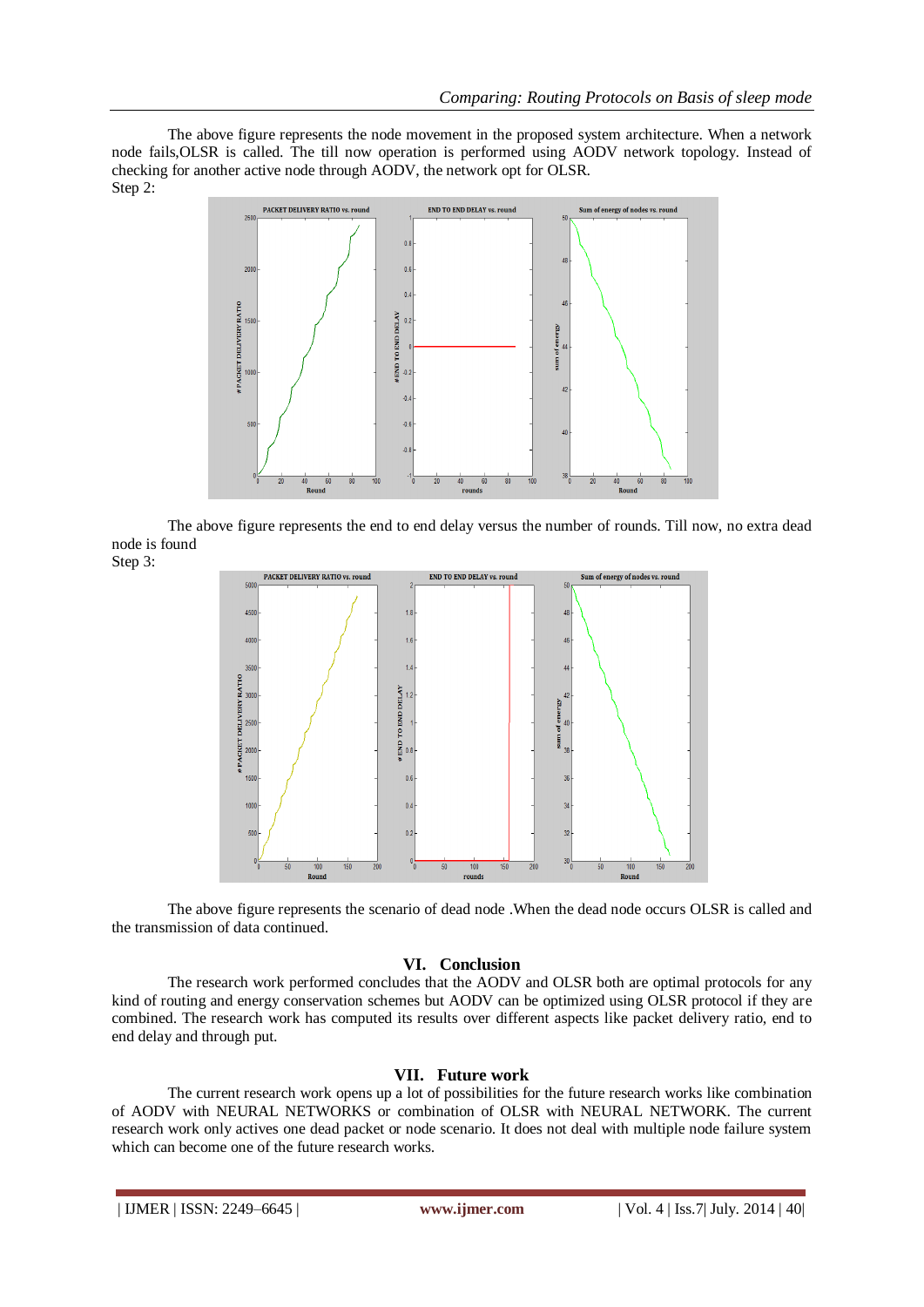The above figure represents the node movement in the proposed system architecture. When a network node fails,OLSR is called. The till now operation is performed using AODV network topology. Instead of checking for another active node through AODV, the network opt for OLSR.

Step 2:

The above figure represents the end to end delay versus the number of rounds. Till now, no extra dead node is found

Step 3:

The above figure represents the scenario of dead node .When the dead node occurs OLSR is called and the transmission of data continued.

## VI. Conclusion

The research work performed concludes that the AODV and OLSR both are optimal protocols for any kind of routing and energy conservation schemes but AODV can be optimized using OLSR protocol if they are combined. The research work has computed its results over different aspects like packet delivery ratio, end to end delay and through put.

## VII. Future work

The current research work opens up a lot of possibilities for the future research works like combination of AODV with NEURAL NETWORKS or combination of OLSR with NEURAL NETWORK. The current research work only actives one dead packet or node scenario. It does not deal with multiple node failure system which can become one of the future research works.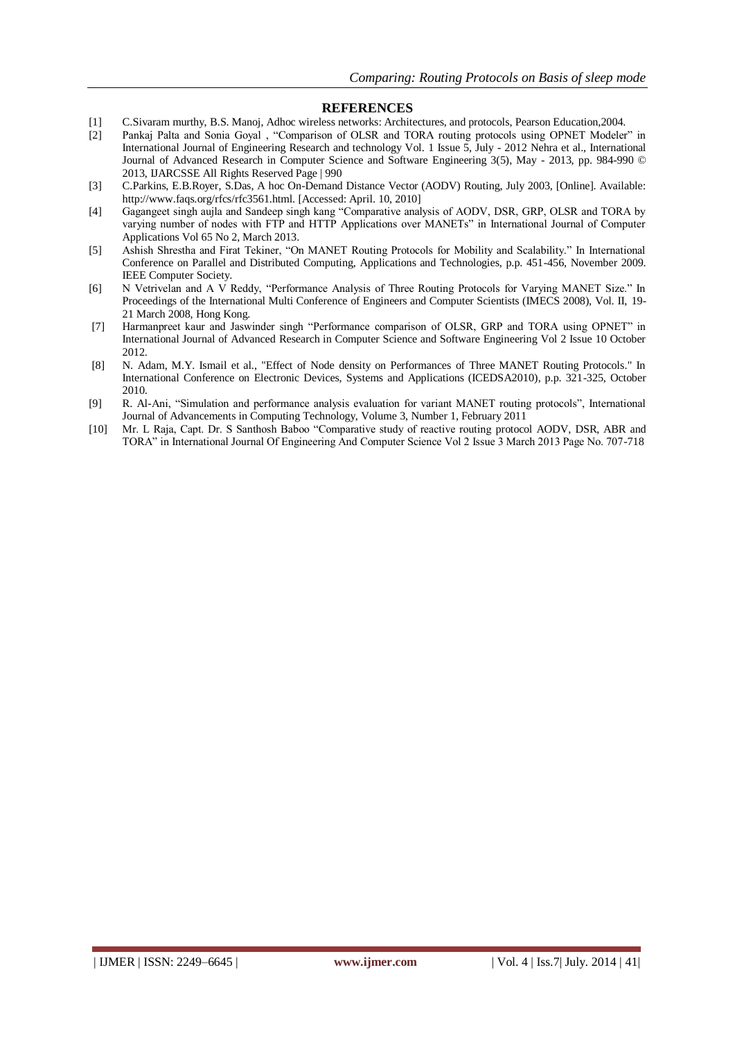## REFERENCES

[1] C.Sivaram murthy, B.S. Manoj, Adhoc wireless networks: Architectures, and protocols, Pearson Education,2004.

[2] Pankaj Palta and Sonia Goyal , "Comparison of OLSR and TORA routing protocols using OPNET Modeler" in International Journal of Engineering Research and technology Vol. 1 Issue 5, July - 2012 Nehra et al., International Journal of Advanced Research in Computer Science and Software Engineering 3(5), May - 2013, pp. 984-990 © 2013, IJARCSSE All Rights Reserved Page | 990

[3] C.Parkins, E.B.Royer, S.Das, A hoc On-Demand Distance Vector (AODV) Routing, July 2003, [Online]. Available: http://www.faqs.org/rfcs/rfc3561.html. [Accessed: April. 10, 2010]

[4] Gagangeet singh aujla and Sandeep singh kang "Comparative analysis of AODV, DSR, GRP, OLSR and TORA by varying number of nodes with FTP and HTTP Applications over MANETs" in International Journal of Computer Applications Vol 65 No 2, March 2013.

[5] Ashish Shrestha and Firat Tekiner, "On MANET Routing Protocols for Mobility and Scalability." In International Conference on Parallel and Distributed Computing, Applications and Technologies, p.p. 451-456, November 2009. IEEE Computer Society.

[6] N Vetrivelan and A V Reddy, "Performance Analysis of Three Routing Protocols for Varying MANET Size." In Proceedings of the International Multi Conference of Engineers and Computer Scientists (IMECS 2008), Vol. II, 19-21 March 2008, Hong Kong.

[7] Harmanpreet kaur and Jaswinder singh "Performance comparison of OLSR, GRP and TORA using OPNET" in International Journal of Advanced Research in Computer Science and Software Engineering Vol 2 Issue 10 October 2012.

[8] N. Adam, M.Y. Ismail et al., "Effect of Node density on Performances of Three MANET Routing Protocols." In International Conference on Electronic Devices, Systems and Applications (ICEDSA2010), p.p. 321-325, October 2010.

[9] R. Al-Ani, "Simulation and performance analysis evaluation for variant MANET routing protocols", International Journal of Advancements in Computing Technology, Volume 3, Number 1, February 2011

[10] Mr. L Raja, Capt. Dr. S Santhosh Baboo "Comparative study of reactive routing protocol AODV, DSR, ABR and TORA" in International Journal Of Engineering And Computer Science Vol 2 Issue 3 March 2013 Page No. 707-718